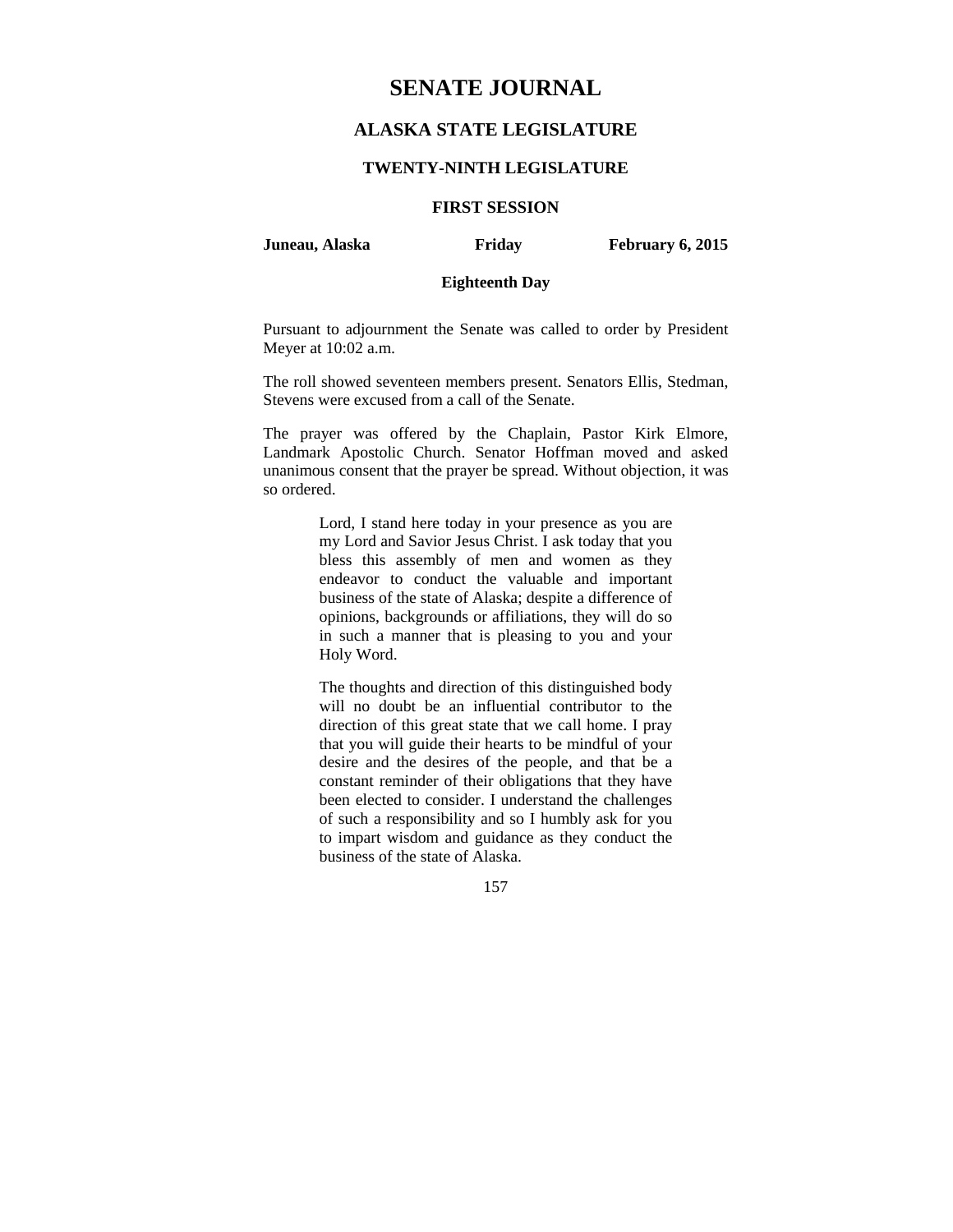# SENATE JOURNAL

## ALASKA STATE LEGISLATURE

### TWENTY-NINTH LEGISLATURE

### FIRST SESSION

**Juneau, Alaska** **Friday** **February 6, 2015**

**Eighteenth Day**

Pursuant to adjournment the Senate was called to order by President Meyer at 10:02 a.m.

The roll showed seventeen members present. Senators Ellis, Stedman, Stevens were excused from a call of the Senate.

The prayer was offered by the Chaplain, Pastor Kirk Elmore, Landmark Apostolic Church. Senator Hoffman moved and asked unanimous consent that the prayer be spread. Without objection, it was so ordered.

> Lord, I stand here today in your presence as you are my Lord and Savior Jesus Christ. I ask today that you bless this assembly of men and women as they endeavor to conduct the valuable and important business of the state of Alaska; despite a difference of opinions, backgrounds or affiliations, they will do so in such a manner that is pleasing to you and your Holy Word.
>
> The thoughts and direction of this distinguished body will no doubt be an influential contributor to the direction of this great state that we call home. I pray that you will guide their hearts to be mindful of your desire and the desires of the people, and that be a constant reminder of their obligations that they have been elected to consider. I understand the challenges of such a responsibility and so I humbly ask for you to impart wisdom and guidance as they conduct the business of the state of Alaska.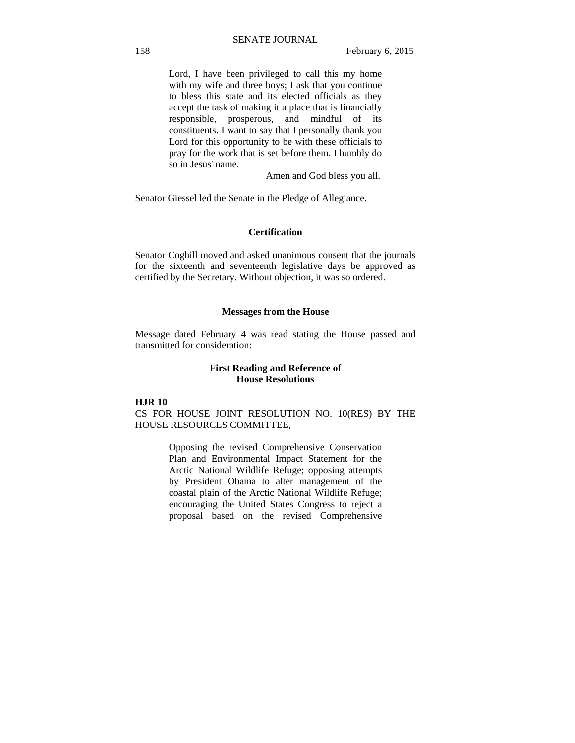> Lord, I have been privileged to call this my home with my wife and three boys; I ask that you continue to bless this state and its elected officials as they accept the task of making it a place that is financially responsible, prosperous, and mindful of its constituents. I want to say that I personally thank you Lord for this opportunity to be with these officials to pray for the work that is set before them. I humbly do so in Jesus' name.
>
> Amen and God bless you all.

Senator Giessel led the Senate in the Pledge of Allegiance.

**Certification**

Senator Coghill moved and asked unanimous consent that the journals for the sixteenth and seventeenth legislative days be approved as certified by the Secretary. Without objection, it was so ordered.

**Messages from the House**

Message dated February 4 was read stating the House passed and transmitted for consideration:

**First Reading and Reference of House Resolutions**

**HJR 10**

CS FOR HOUSE JOINT RESOLUTION NO. 10(RES) BY THE HOUSE RESOURCES COMMITTEE,

> Opposing the revised Comprehensive Conservation Plan and Environmental Impact Statement for the Arctic National Wildlife Refuge; opposing attempts by President Obama to alter management of the coastal plain of the Arctic National Wildlife Refuge; encouraging the United States Congress to reject a proposal based on the revised Comprehensive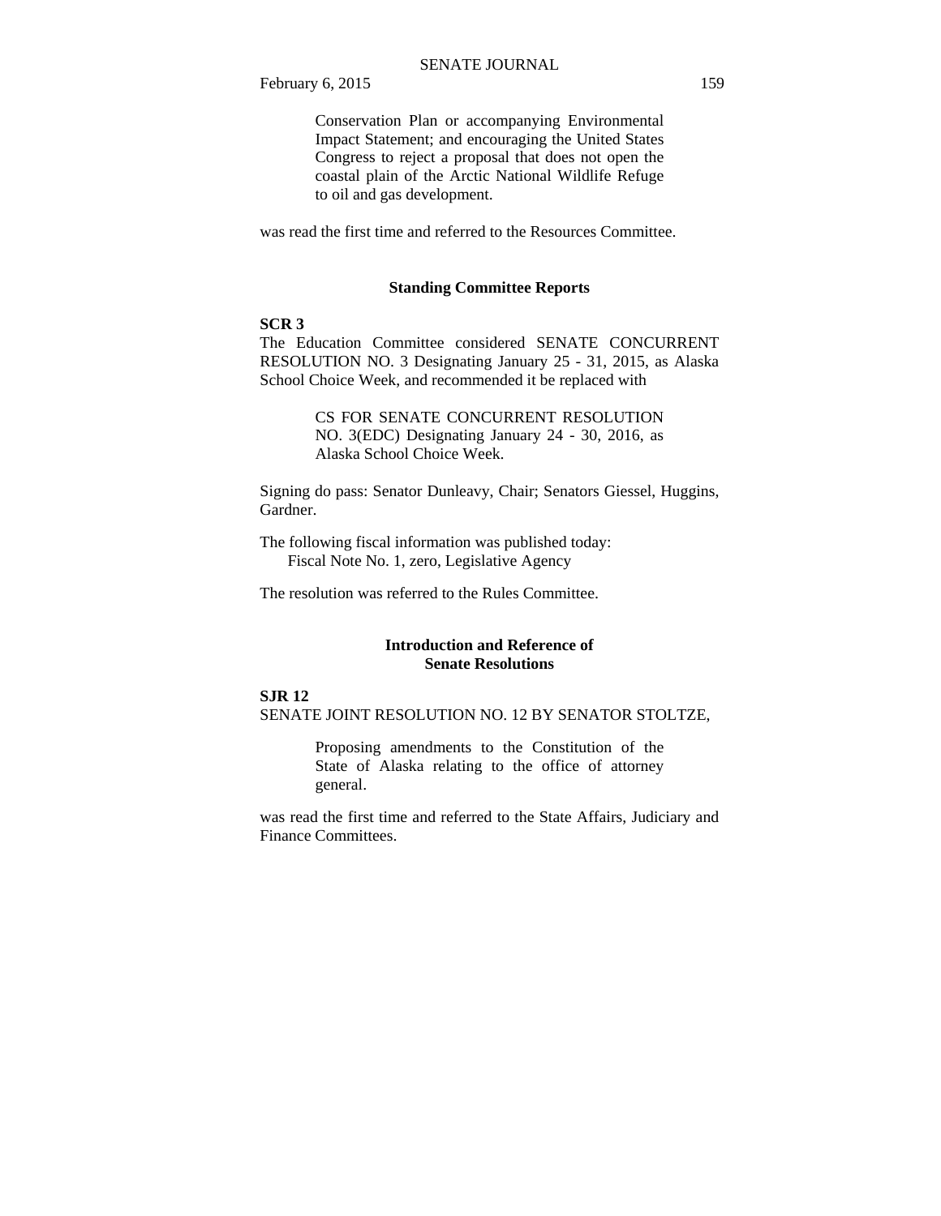> Conservation Plan or accompanying Environmental Impact Statement; and encouraging the United States Congress to reject a proposal that does not open the coastal plain of the Arctic National Wildlife Refuge to oil and gas development.

was read the first time and referred to the Resources Committee.

### Standing Committee Reports

**SCR 3**

The Education Committee considered SENATE CONCURRENT RESOLUTION NO. 3 Designating January 25 - 31, 2015, as Alaska School Choice Week, and recommended it be replaced with

> CS FOR SENATE CONCURRENT RESOLUTION NO. 3(EDC) Designating January 24 - 30, 2016, as Alaska School Choice Week.

Signing do pass: Senator Dunleavy, Chair; Senators Giessel, Huggins, Gardner.

The following fiscal information was published today:
Fiscal Note No. 1, zero, Legislative Agency

The resolution was referred to the Rules Committee.

### Introduction and Reference of Senate Resolutions

**SJR 12**

SENATE JOINT RESOLUTION NO. 12 BY SENATOR STOLTZE,

> Proposing amendments to the Constitution of the State of Alaska relating to the office of attorney general.

was read the first time and referred to the State Affairs, Judiciary and Finance Committees.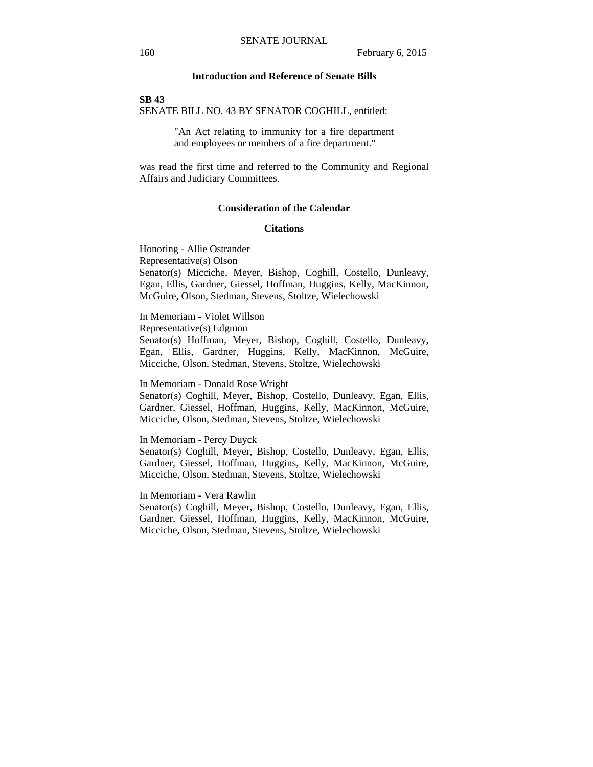## Introduction and Reference of Senate Bills

**SB 43**

SENATE BILL NO. 43 BY SENATOR COGHILL, entitled:

> "An Act relating to immunity for a fire department and employees or members of a fire department."

was read the first time and referred to the Community and Regional Affairs and Judiciary Committees.

## Consideration of the Calendar

### Citations

Honoring - Allie Ostrander
Representative(s) Olson
Senator(s) Micciche, Meyer, Bishop, Coghill, Costello, Dunleavy, Egan, Ellis, Gardner, Giessel, Hoffman, Huggins, Kelly, MacKinnon, McGuire, Olson, Stedman, Stevens, Stoltze, Wielechowski

In Memoriam - Violet Willson
Representative(s) Edgmon
Senator(s) Hoffman, Meyer, Bishop, Coghill, Costello, Dunleavy, Egan, Ellis, Gardner, Huggins, Kelly, MacKinnon, McGuire, Micciche, Olson, Stedman, Stevens, Stoltze, Wielechowski

In Memoriam - Donald Rose Wright
Senator(s) Coghill, Meyer, Bishop, Costello, Dunleavy, Egan, Ellis, Gardner, Giessel, Hoffman, Huggins, Kelly, MacKinnon, McGuire, Micciche, Olson, Stedman, Stevens, Stoltze, Wielechowski

In Memoriam - Percy Duyck
Senator(s) Coghill, Meyer, Bishop, Costello, Dunleavy, Egan, Ellis, Gardner, Giessel, Hoffman, Huggins, Kelly, MacKinnon, McGuire, Micciche, Olson, Stedman, Stevens, Stoltze, Wielechowski

In Memoriam - Vera Rawlin
Senator(s) Coghill, Meyer, Bishop, Costello, Dunleavy, Egan, Ellis, Gardner, Giessel, Hoffman, Huggins, Kelly, MacKinnon, McGuire, Micciche, Olson, Stedman, Stevens, Stoltze, Wielechowski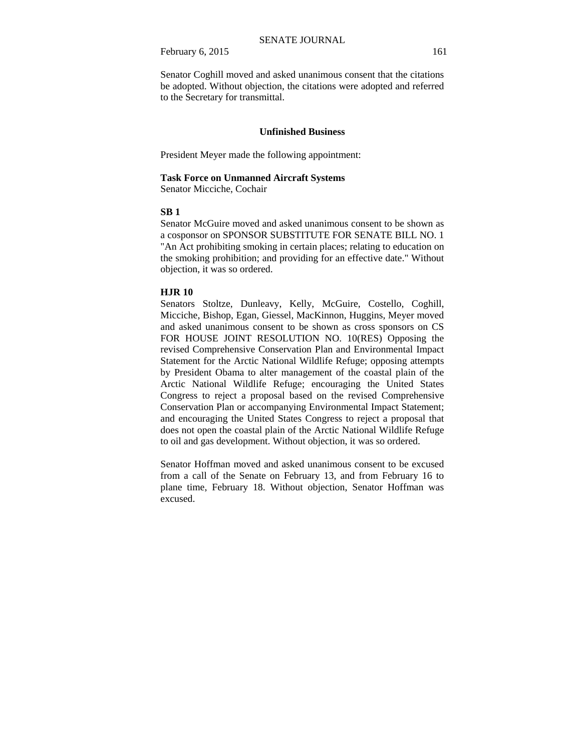Senator Coghill moved and asked unanimous consent that the citations be adopted. Without objection, the citations were adopted and referred to the Secretary for transmittal.

### Unfinished Business

President Meyer made the following appointment:

**Task Force on Unmanned Aircraft Systems**
Senator Micciche, Cochair

**SB 1**
Senator McGuire moved and asked unanimous consent to be shown as a cosponsor on SPONSOR SUBSTITUTE FOR SENATE BILL NO. 1 "An Act prohibiting smoking in certain places; relating to education on the smoking prohibition; and providing for an effective date." Without objection, it was so ordered.

**HJR 10**
Senators Stoltze, Dunleavy, Kelly, McGuire, Costello, Coghill, Micciche, Bishop, Egan, Giessel, MacKinnon, Huggins, Meyer moved and asked unanimous consent to be shown as cross sponsors on CS FOR HOUSE JOINT RESOLUTION NO. 10(RES) Opposing the revised Comprehensive Conservation Plan and Environmental Impact Statement for the Arctic National Wildlife Refuge; opposing attempts by President Obama to alter management of the coastal plain of the Arctic National Wildlife Refuge; encouraging the United States Congress to reject a proposal based on the revised Comprehensive Conservation Plan or accompanying Environmental Impact Statement; and encouraging the United States Congress to reject a proposal that does not open the coastal plain of the Arctic National Wildlife Refuge to oil and gas development. Without objection, it was so ordered.

Senator Hoffman moved and asked unanimous consent to be excused from a call of the Senate on February 13, and from February 16 to plane time, February 18. Without objection, Senator Hoffman was excused.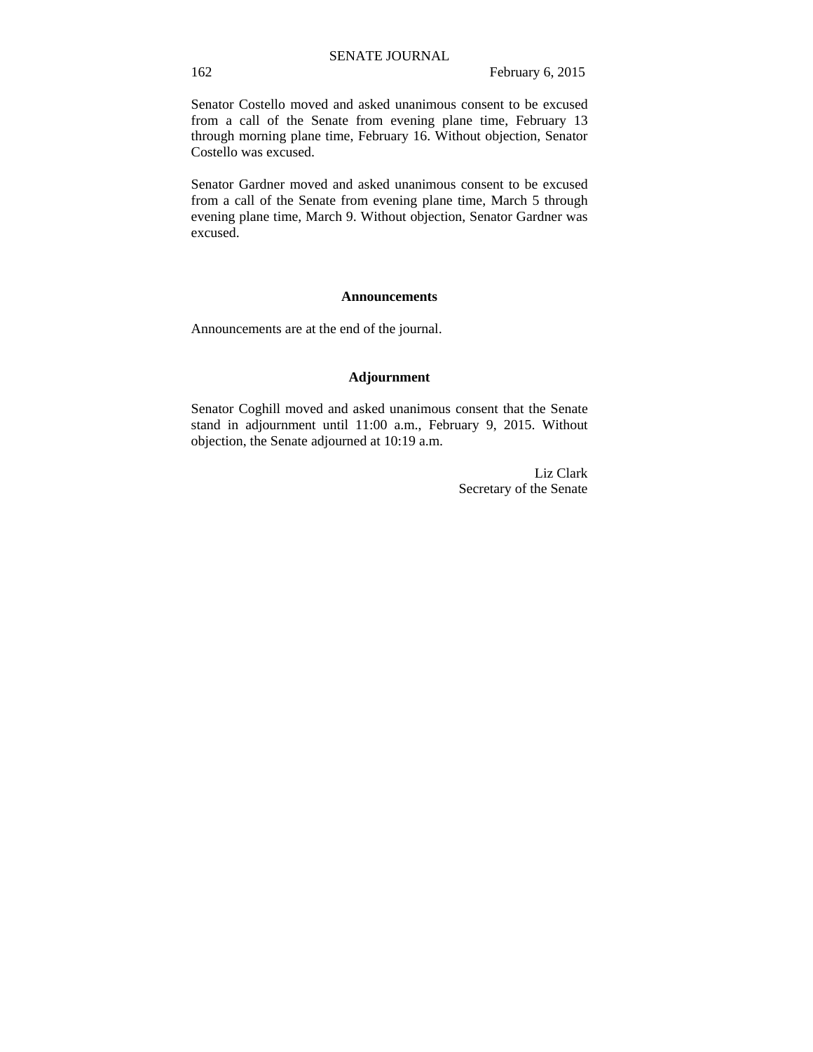Senator Costello moved and asked unanimous consent to be excused from a call of the Senate from evening plane time, February 13 through morning plane time, February 16. Without objection, Senator Costello was excused.

Senator Gardner moved and asked unanimous consent to be excused from a call of the Senate from evening plane time, March 5 through evening plane time, March 9. Without objection, Senator Gardner was excused.

## Announcements

Announcements are at the end of the journal.

## Adjournment

Senator Coghill moved and asked unanimous consent that the Senate stand in adjournment until 11:00 a.m., February 9, 2015. Without objection, the Senate adjourned at 10:19 a.m.

Liz Clark
Secretary of the Senate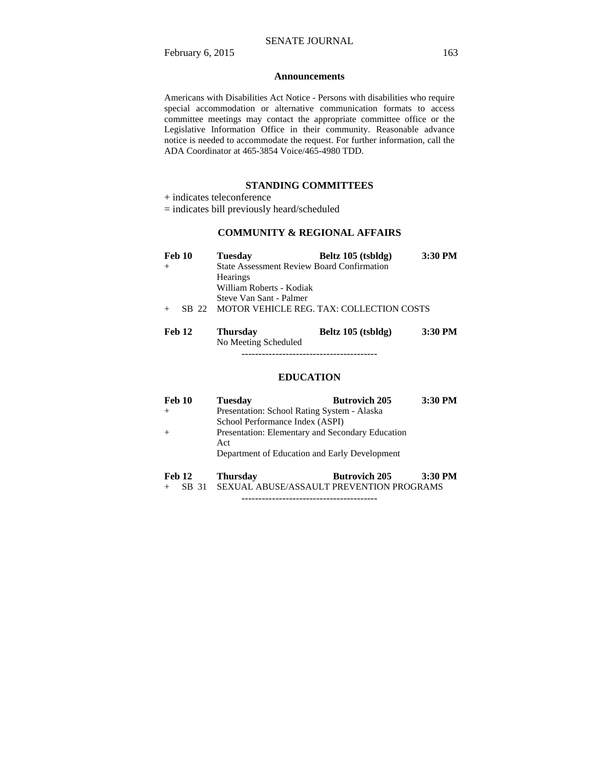## Announcements

Americans with Disabilities Act Notice - Persons with disabilities who require special accommodation or alternative communication formats to access committee meetings may contact the appropriate committee office or the Legislative Information Office in their community. Reasonable advance notice is needed to accommodate the request. For further information, call the ADA Coordinator at 465-3854 Voice/465-4980 TDD.

## STANDING COMMITTEES

+ indicates teleconference

= indicates bill previously heard/scheduled

### COMMUNITY & REGIONAL AFFAIRS

| | | | |
|---|---|---|---|
| **Feb 10** | **Tuesday** | **Beltz 105 (tsbldg)** | **3:30 PM** |
| + | State Assessment Review Board Confirmation Hearings | | |
| | William Roberts - Kodiak | | |
| | Steve Van Sant - Palmer | | |
| + SB 22 | MOTOR VEHICLE REG. TAX: COLLECTION COSTS | | |
| **Feb 12** | **Thursday** | **Beltz 105 (tsbldg)** | **3:30 PM** |
| | No Meeting Scheduled | | |

----------------------------------------

### EDUCATION

| | | | |
|---|---|---|---|
| **Feb 10** | **Tuesday** | **Butrovich 205** | **3:30 PM** |
| + | Presentation: School Rating System - Alaska School Performance Index (ASPI) | | |
| + | Presentation: Elementary and Secondary Education Act | | |
| | Department of Education and Early Development | | |
| **Feb 12** | **Thursday** | **Butrovich 205** | **3:30 PM** |
| + SB 31 | SEXUAL ABUSE/ASSAULT PREVENTION PROGRAMS | | |

----------------------------------------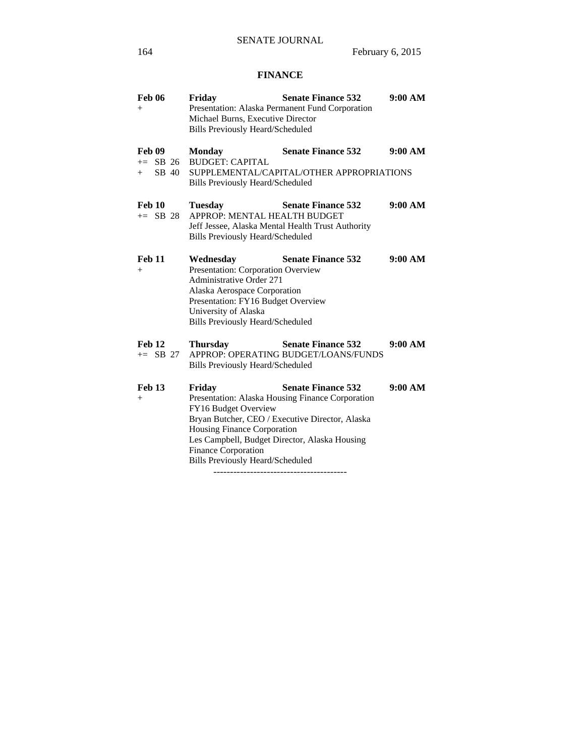## FINANCE

**Feb 06** **Friday** **Senate Finance 532** **9:00 AM**
+ Presentation: Alaska Permanent Fund Corporation
Michael Burns, Executive Director
Bills Previously Heard/Scheduled

**Feb 09** **Monday** **Senate Finance 532** **9:00 AM**
+= SB 26 BUDGET: CAPITAL
+ SB 40 SUPPLEMENTAL/CAPITAL/OTHER APPROPRIATIONS
Bills Previously Heard/Scheduled

**Feb 10** **Tuesday** **Senate Finance 532** **9:00 AM**
+= SB 28 APPROP: MENTAL HEALTH BUDGET
Jeff Jessee, Alaska Mental Health Trust Authority
Bills Previously Heard/Scheduled

**Feb 11** **Wednesday** **Senate Finance 532** **9:00 AM**
+ Presentation: Corporation Overview
Administrative Order 271
Alaska Aerospace Corporation
Presentation: FY16 Budget Overview
University of Alaska
Bills Previously Heard/Scheduled

**Feb 12** **Thursday** **Senate Finance 532** **9:00 AM**
+= SB 27 APPROP: OPERATING BUDGET/LOANS/FUNDS
Bills Previously Heard/Scheduled

**Feb 13** **Friday** **Senate Finance 532** **9:00 AM**
+ Presentation: Alaska Housing Finance Corporation
FY16 Budget Overview
Bryan Butcher, CEO / Executive Director, Alaska Housing Finance Corporation
Les Campbell, Budget Director, Alaska Housing Finance Corporation
Bills Previously Heard/Scheduled

----------------------------------------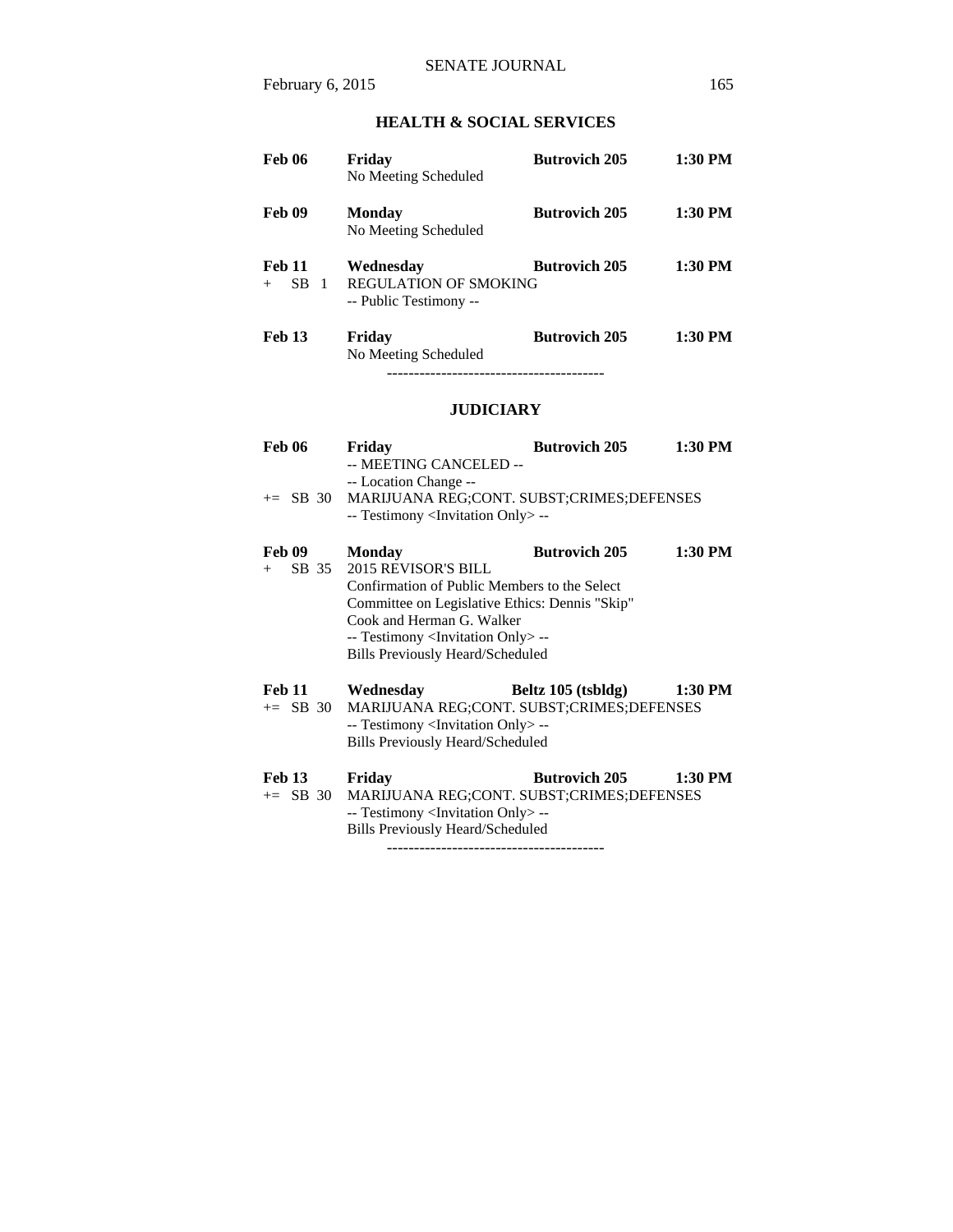## HEALTH & SOCIAL SERVICES

| | | | |
|---|---|---|---|
| **Feb 06** | **Friday**<br>No Meeting Scheduled | **Butrovich 205** | **1:30 PM** |
| **Feb 09** | **Monday**<br>No Meeting Scheduled | **Butrovich 205** | **1:30 PM** |
| **Feb 11** | **Wednesday** | **Butrovich 205** | **1:30 PM** |
| + SB 1 | REGULATION OF SMOKING<br>-- Public Testimony -- | | |
| **Feb 13** | **Friday**<br>No Meeting Scheduled | **Butrovich 205** | **1:30 PM** |

----------------------------------------

## JUDICIARY

| | | | |
|---|---|---|---|
| **Feb 06** | **Friday**<br>-- MEETING CANCELED --<br>-- Location Change -- | **Butrovich 205** | **1:30 PM** |
| += SB 30 | MARIJUANA REG;CONT. SUBST;CRIMES;DEFENSES<br>-- Testimony <Invitation Only> -- | | |
| **Feb 09** | **Monday** | **Butrovich 205** | **1:30 PM** |
| + SB 35 | 2015 REVISOR'S BILL<br>Confirmation of Public Members to the Select Committee on Legislative Ethics: Dennis "Skip" Cook and Herman G. Walker<br>-- Testimony <Invitation Only> --<br>Bills Previously Heard/Scheduled | | |
| **Feb 11** | **Wednesday** | **Beltz 105 (tsbldg)** | **1:30 PM** |
| += SB 30 | MARIJUANA REG;CONT. SUBST;CRIMES;DEFENSES<br>-- Testimony <Invitation Only> --<br>Bills Previously Heard/Scheduled | | |
| **Feb 13** | **Friday** | **Butrovich 205** | **1:30 PM** |
| += SB 30 | MARIJUANA REG;CONT. SUBST;CRIMES;DEFENSES<br>-- Testimony <Invitation Only> --<br>Bills Previously Heard/Scheduled | | |

----------------------------------------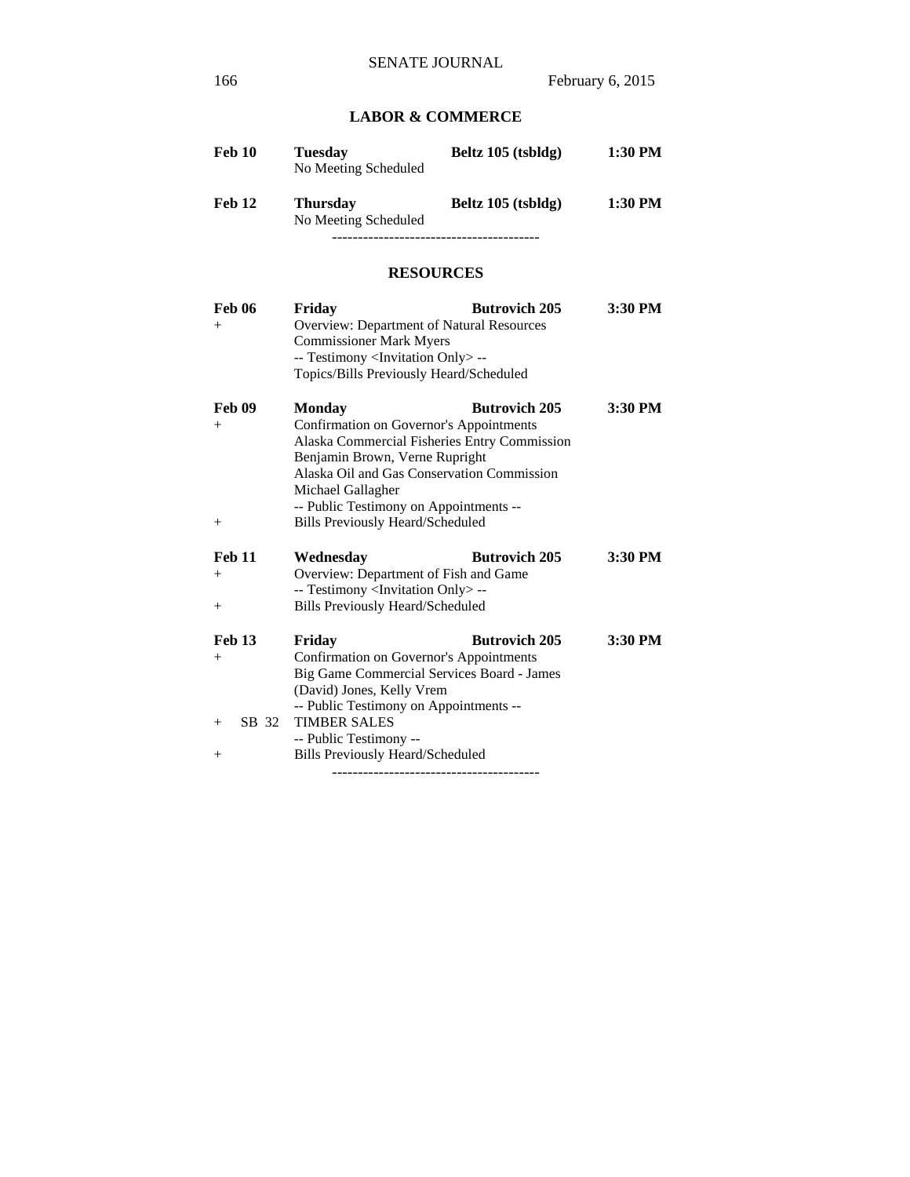## LABOR & COMMERCE

**Feb 10** **Tuesday** **Beltz 105 (tsbldg)** **1:30 PM**
No Meeting Scheduled

**Feb 12** **Thursday** **Beltz 105 (tsbldg)** **1:30 PM**
No Meeting Scheduled

----------------------------------------

## RESOURCES

**Feb 06** **Friday** **Butrovich 205** **3:30 PM**
\+ Overview: Department of Natural Resources
Commissioner Mark Myers
-- Testimony <Invitation Only> --
Topics/Bills Previously Heard/Scheduled

**Feb 09** **Monday** **Butrovich 205** **3:30 PM**
\+ Confirmation on Governor's Appointments
Alaska Commercial Fisheries Entry Commission
Benjamin Brown, Verne Rupright
Alaska Oil and Gas Conservation Commission
Michael Gallagher
-- Public Testimony on Appointments --
\+ Bills Previously Heard/Scheduled

**Feb 11** **Wednesday** **Butrovich 205** **3:30 PM**
\+ Overview: Department of Fish and Game
-- Testimony <Invitation Only> --
\+ Bills Previously Heard/Scheduled

**Feb 13** **Friday** **Butrovich 205** **3:30 PM**
\+ Confirmation on Governor's Appointments
Big Game Commercial Services Board - James (David) Jones, Kelly Vrem
-- Public Testimony on Appointments --
\+ SB 32 TIMBER SALES
-- Public Testimony --
\+ Bills Previously Heard/Scheduled

----------------------------------------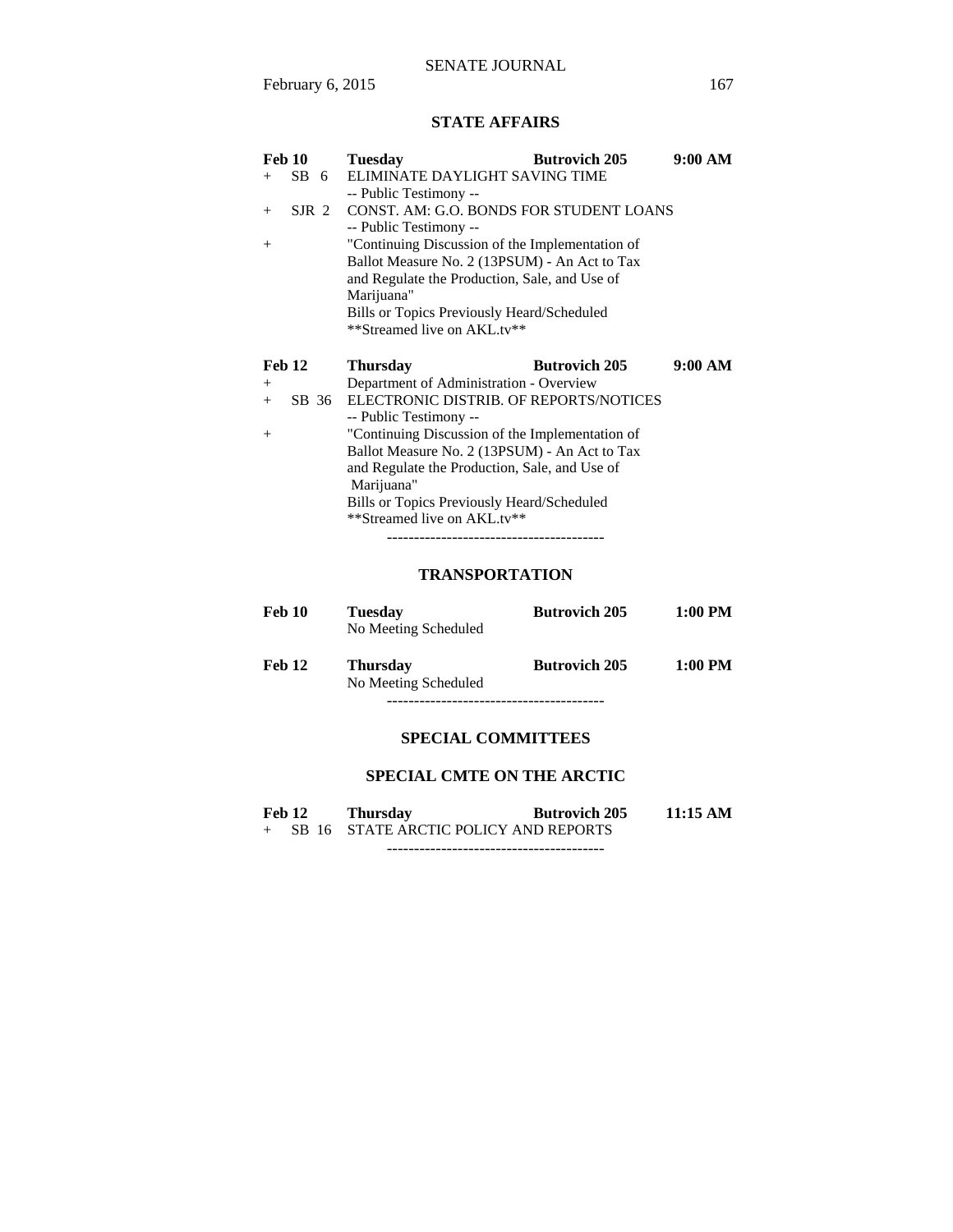## STATE AFFAIRS

**Feb 10** **Tuesday** **Butrovich 205** **9:00 AM**

| | | |
|---|---|---|
| + | SB 6 | ELIMINATE DAYLIGHT SAVING TIME<br>-- Public Testimony -- |
| + | SJR 2 | CONST. AM: G.O. BONDS FOR STUDENT LOANS<br>-- Public Testimony -- |
| + | | "Continuing Discussion of the Implementation of Ballot Measure No. 2 (13PSUM) - An Act to Tax and Regulate the Production, Sale, and Use of Marijuana" |
| | | Bills or Topics Previously Heard/Scheduled<br>**Streamed live on AKL.tv** |

**Feb 12** **Thursday** **Butrovich 205** **9:00 AM**

| | | |
|---|---|---|
| + | | Department of Administration - Overview |
| + | SB 36 | ELECTRONIC DISTRIB. OF REPORTS/NOTICES<br>-- Public Testimony -- |
| + | | "Continuing Discussion of the Implementation of Ballot Measure No. 2 (13PSUM) - An Act to Tax and Regulate the Production, Sale, and Use of Marijuana" |
| | | Bills or Topics Previously Heard/Scheduled<br>**Streamed live on AKL.tv** |

----------------------------------------

## TRANSPORTATION

**Feb 10** **Tuesday** **Butrovich 205** **1:00 PM**
No Meeting Scheduled

**Feb 12** **Thursday** **Butrovich 205** **1:00 PM**
No Meeting Scheduled

----------------------------------------

## SPECIAL COMMITTEES

## SPECIAL CMTE ON THE ARCTIC

**Feb 12** **Thursday** **Butrovich 205** **11:15 AM**

| | | |
|---|---|---|
| + | SB 16 | STATE ARCTIC POLICY AND REPORTS |

----------------------------------------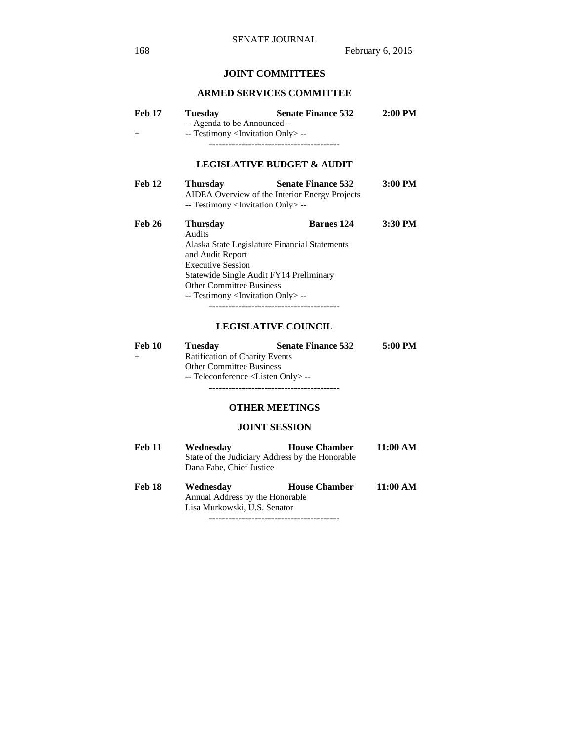## JOINT COMMITTEES

### ARMED SERVICES COMMITTEE

| | | | |
|---|---|---|---|
| **Feb 17** | **Tuesday** | **Senate Finance 532** | **2:00 PM** |
| | -- Agenda to be Announced -- | | |
| + | -- Testimony <Invitation Only> -- | | |

----------------------------------------

### LEGISLATIVE BUDGET & AUDIT

| | | | |
|---|---|---|---|
| **Feb 12** | **Thursday** | **Senate Finance 532** | **3:00 PM** |
| | AIDEA Overview of the Interior Energy Projects | | |
| | -- Testimony <Invitation Only> -- | | |
| **Feb 26** | **Thursday** | **Barnes 124** | **3:30 PM** |
| | Audits | | |
| | Alaska State Legislature Financial Statements and Audit Report | | |
| | Executive Session | | |
| | Statewide Single Audit FY14 Preliminary | | |
| | Other Committee Business | | |
| | -- Testimony <Invitation Only> -- | | |

----------------------------------------

### LEGISLATIVE COUNCIL

| | | | |
|---|---|---|---|
| **Feb 10** | **Tuesday** | **Senate Finance 532** | **5:00 PM** |
| + | Ratification of Charity Events | | |
| | Other Committee Business | | |
| | -- Teleconference <Listen Only> -- | | |

----------------------------------------

## OTHER MEETINGS

### JOINT SESSION

| | | | |
|---|---|---|---|
| **Feb 11** | **Wednesday** | **House Chamber** | **11:00 AM** |
| | State of the Judiciary Address by the Honorable Dana Fabe, Chief Justice | | |
| **Feb 18** | **Wednesday** | **House Chamber** | **11:00 AM** |
| | Annual Address by the Honorable Lisa Murkowski, U.S. Senator | | |

----------------------------------------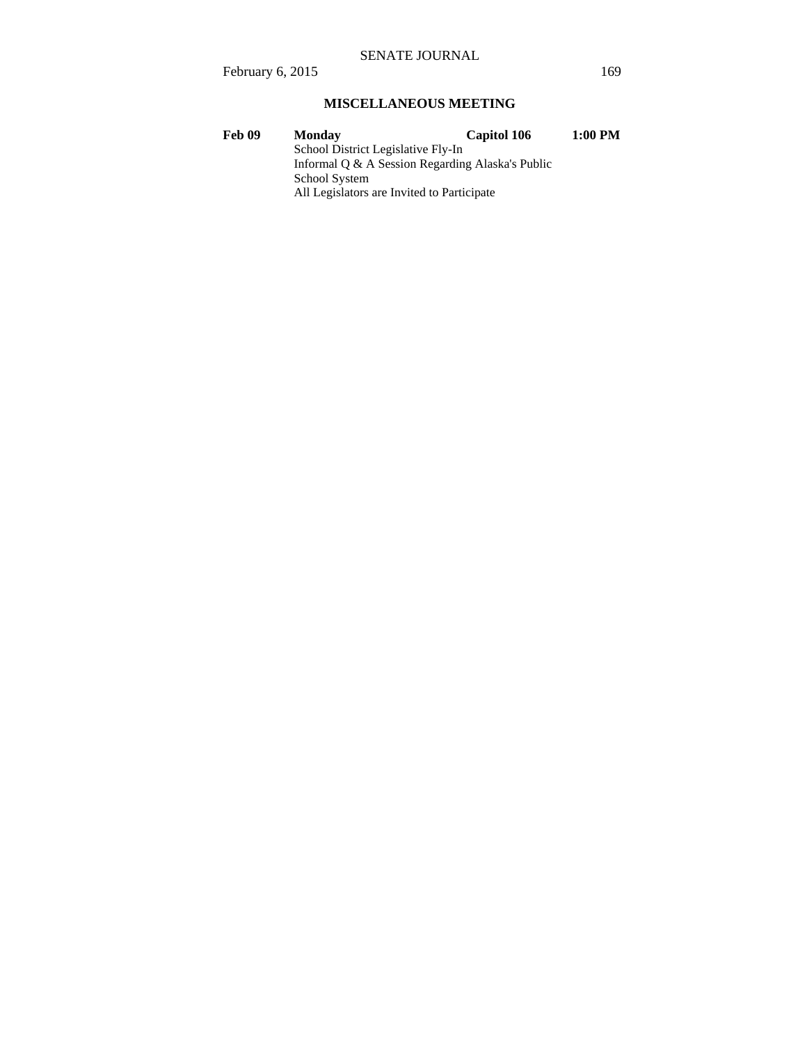## MISCELLANEOUS MEETING

**Feb 09** **Monday** **Capitol 106** **1:00 PM**

School District Legislative Fly-In
Informal Q & A Session Regarding Alaska's Public School System
All Legislators are Invited to Participate